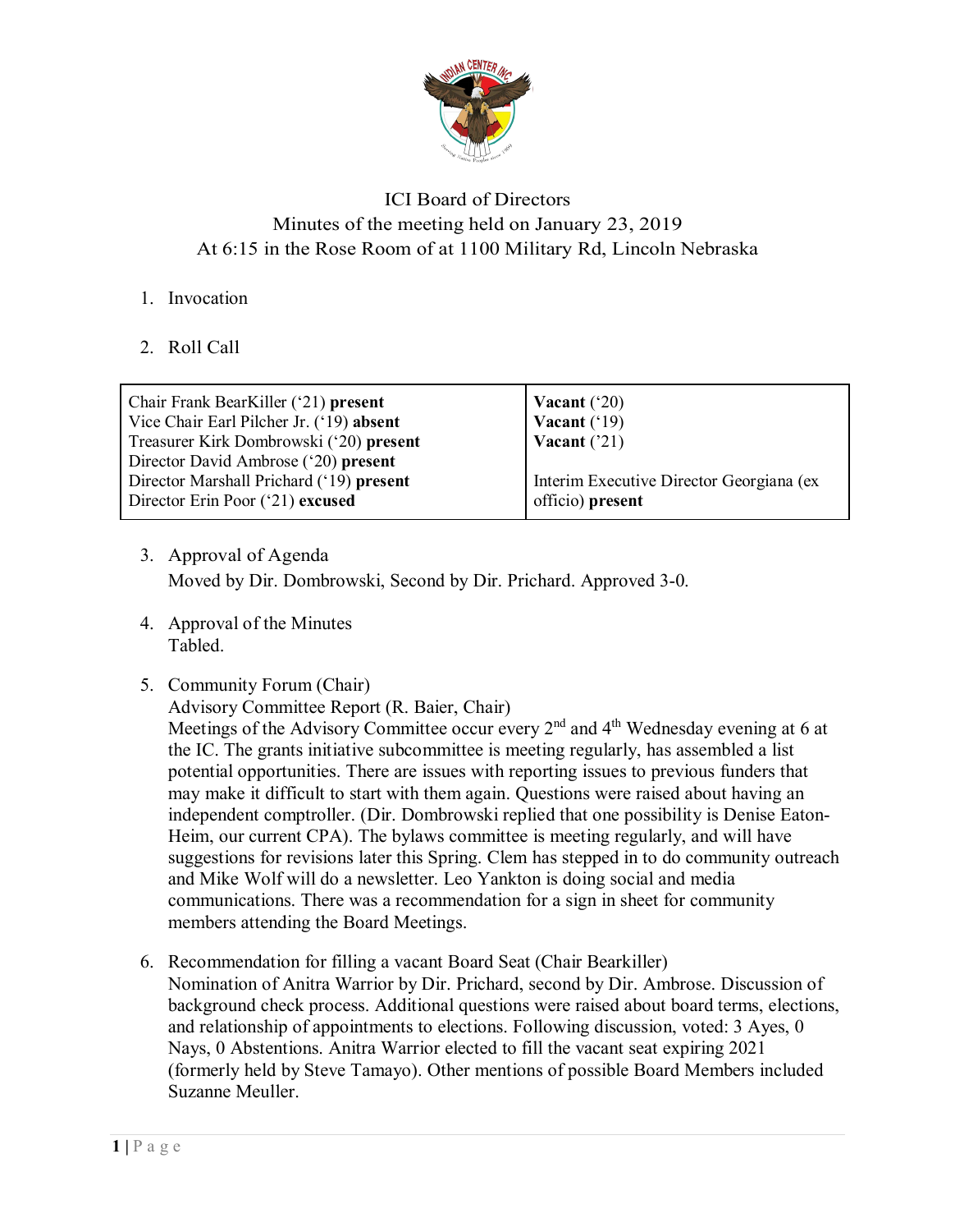ICI Board of Directors
Minutes of the meeting held on January 23, 2019
At 6:15 in the Rose Room of at 1100 Military Rd, Lincoln Nebraska

1. Invocation

2. Roll Call

| | |
|---|---|
| Chair Frank BearKiller (‘21) **present**<br>Vice Chair Earl Pilcher Jr. (‘19) **absent**<br>Treasurer Kirk Dombrowski (‘20) **present**<br>Director David Ambrose (‘20) **present**<br>Director Marshall Prichard (‘19) **present**<br>Director Erin Poor (‘21) **excused** | **Vacant** (‘20)<br>**Vacant** (‘19)<br>**Vacant** (’21)<br><br>Interim Executive Director Georgiana (ex officio) **present** |

3. Approval of Agenda
   Moved by Dir. Dombrowski, Second by Dir. Prichard. Approved 3-0.

4. Approval of the Minutes
   Tabled.

5. Community Forum (Chair)
   Advisory Committee Report (R. Baier, Chair)
   Meetings of the Advisory Committee occur every 2nd and 4th Wednesday evening at 6 at the IC. The grants initiative subcommittee is meeting regularly, has assembled a list potential opportunities. There are issues with reporting issues to previous funders that may make it difficult to start with them again. Questions were raised about having an independent comptroller. (Dir. Dombrowski replied that one possibility is Denise Eaton-Heim, our current CPA). The bylaws committee is meeting regularly, and will have suggestions for revisions later this Spring. Clem has stepped in to do community outreach and Mike Wolf will do a newsletter. Leo Yankton is doing social and media communications. There was a recommendation for a sign in sheet for community members attending the Board Meetings.

6. Recommendation for filling a vacant Board Seat (Chair Bearkiller)
   Nomination of Anitra Warrior by Dir. Prichard, second by Dir. Ambrose. Discussion of background check process. Additional questions were raised about board terms, elections, and relationship of appointments to elections. Following discussion, voted: 3 Ayes, 0 Nays, 0 Abstentions. Anitra Warrior elected to fill the vacant seat expiring 2021 (formerly held by Steve Tamayo). Other mentions of possible Board Members included Suzanne Meuller.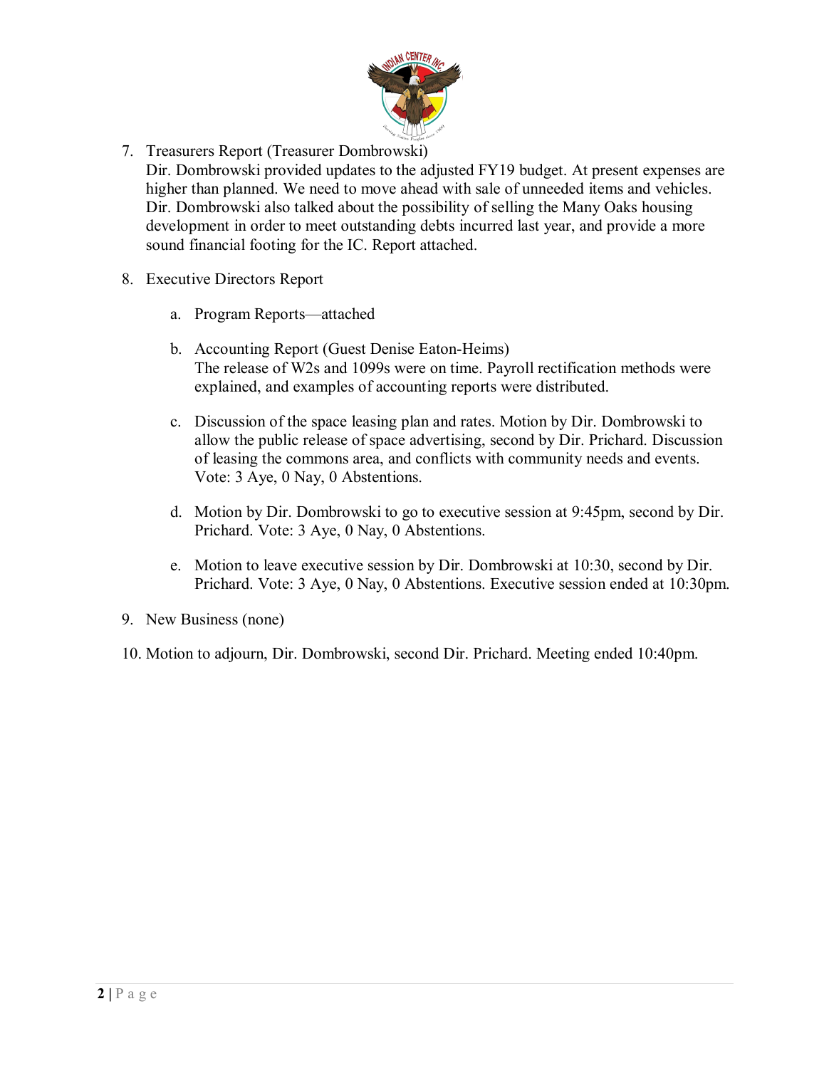7. Treasurers Report (Treasurer Dombrowski)
   Dir. Dombrowski provided updates to the adjusted FY19 budget. At present expenses are higher than planned. We need to move ahead with sale of unneeded items and vehicles. Dir. Dombrowski also talked about the possibility of selling the Many Oaks housing development in order to meet outstanding debts incurred last year, and provide a more sound financial footing for the IC. Report attached.

8. Executive Directors Report

   a. Program Reports—attached

   b. Accounting Report (Guest Denise Eaton-Heims)
      The release of W2s and 1099s were on time. Payroll rectification methods were explained, and examples of accounting reports were distributed.

   c. Discussion of the space leasing plan and rates. Motion by Dir. Dombrowski to allow the public release of space advertising, second by Dir. Prichard. Discussion of leasing the commons area, and conflicts with community needs and events. Vote: 3 Aye, 0 Nay, 0 Abstentions.

   d. Motion by Dir. Dombrowski to go to executive session at 9:45pm, second by Dir. Prichard. Vote: 3 Aye, 0 Nay, 0 Abstentions.

   e. Motion to leave executive session by Dir. Dombrowski at 10:30, second by Dir. Prichard. Vote: 3 Aye, 0 Nay, 0 Abstentions. Executive session ended at 10:30pm.

9. New Business (none)

10. Motion to adjourn, Dir. Dombrowski, second Dir. Prichard. Meeting ended 10:40pm.